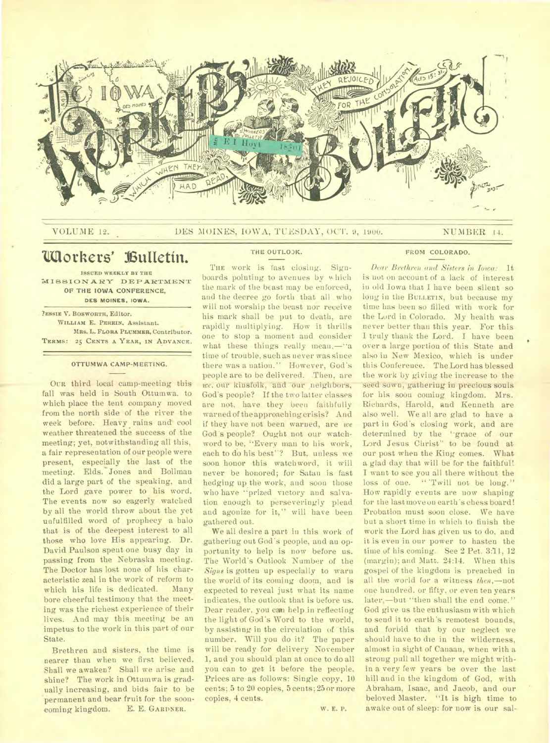# Iowa Workers' Bulletin

VOLUME 12. DES MOINES, IOWA, TUESDAY, OCT. 9, 1900. NUMBER 14.

## Workers' Bulletin.

ISSUED WEEKLY BY THE MISSIONARY DEPARTMENT OF THE IOWA CONFERENCE, DES MOINES, IOWA.

JESSIE V. BOSWORTH, Editor.
WILLIAM E. PERRIN, Assistant.
MRS. L. FLORA PLUMMER, Contributor.
TERMS: 25 CENTS A YEAR, IN ADVANCE.

### OTTUMWA CAMP-MEETING.

OUR third local camp-meeting this fall was held in South Ottumwa, to which place the tent company moved from the north side of the river the week before. Heavy rains and cool weather threatened the success of the meeting; yet, notwithstanding all this, a fair representation of our people were present, especially the last of the meeting. Elds. Jones and Bollman did a large part of the speaking, and the Lord gave power to his word. The events now so eagerly watched by all the world throw about the yet unfulfilled word of prophecy a halo that is of the deepest interest to all those who love His appearing. Dr. David Paulson spent one busy day in passing from the Nebraska meeting. The Doctor has lost none of his characteristic zeal in the work of reform to which his life is dedicated. Many bore cheerful testimony that the meeting was the richest experience of their lives. And may this meeting be an impetus to the work in this part of our State.

Brethren and sisters, the time is nearer than when we first believed. Shall we awaken? Shall we arise and shine? The work in Ottumwa is gradually increasing, and bids fair to be permanent and bear fruit for the soon-coming kingdom. E. E. GARDNER.

### THE OUTLOOK.

THE work is fast closing. Sign-boards pointing to avenues by which the mark of the beast may be enforced, and the decree go forth that all who will not worship the beast nor receive his mark shall be put to death, are rapidly multiplying. How it thrills one to stop a moment and consider what these things really mean,—"a time of trouble, such as never was since there was a nation." However, God's people are to be delivered. Then, are *we*, our kinsfolk, and our neighbors, God's people? If the two latter classes are not, have they been faithfully warned of the approaching crisis? And if they have not been warned, are *we* God's people? Ought not our watch-word to be, "Every man to his work, each to do his best"? But, unless we soon honor this watchword, it will never be honored; for Satan is fast hedging up the work, and soon those who have "prized victory and salvation enough to perseveringly plead and agonize for it," will have been gathered out.

We all desire a part in this work of gathering out God's people, and an opportunity to help is now before us. The World's Outlook Number of the *Signs* is gotten up especially to warn the world of its coming doom, and is expected to reveal just what its name indicates, the outlook that is before us. Dear reader, you can help in reflecting the light of God's Word to the world, by assisting in the circulation of this number. Will you do it? The paper will be ready for delivery November 1, and you should plan at once to do all you can to get it before the people. Prices are as follows: Single copy, 10 cents; 5 to 20 copies, 5 cents; 25 or more copies, 4 cents.

W. E. P.

### FROM COLORADO.

*Dear Brethren and Sisters in Iowa:* It is not on account of a lack of interest in old Iowa that I have been silent so long in the BULLETIN, but because my time has been so filled with work for the Lord in Colorado. My health was never better than this year. For this I truly thank the Lord. I have been over a large portion of this State and also in New Mexico, which is under this Conference. The Lord has blessed the work by giving the increase to the seed sown, gathering in precious souls for his soon coming kingdom. Mrs. Richards, Harold, and Kenneth are also well. We all are glad to have a part in God's closing work, and are determined by the "grace of our Lord Jesus Christ" to be found at our post when the King comes. What a glad day that will be for the faithful! I want to see you all there without the loss of one. "'Twill not be long." How rapidly events are now shaping for the last move on earth's chess board! Probation must soon close. We have but a short time in which to finish the work the Lord has given us to do, and it is even in our power to hasten the time of his coming. See 2 Pet. 3:11, 12 (margin); and Matt. 24:14. When this gospel of the kingdom is preached in all the world for a witness *then*,—not one hundred, or fifty, or even ten years later,—but "then shall the end come." God give us the enthusiasm with which to send it to earth's remotest bounds, and forbid that by our neglect we should have to die in the wilderness, almost in sight of Canaan, when with a strong pull all together we might within a very few years be over the last hill and in the kingdom of God, with Abraham, Isaac, and Jacob, and our beloved Master. "It is high time to awake out of sleep: for now is our sal-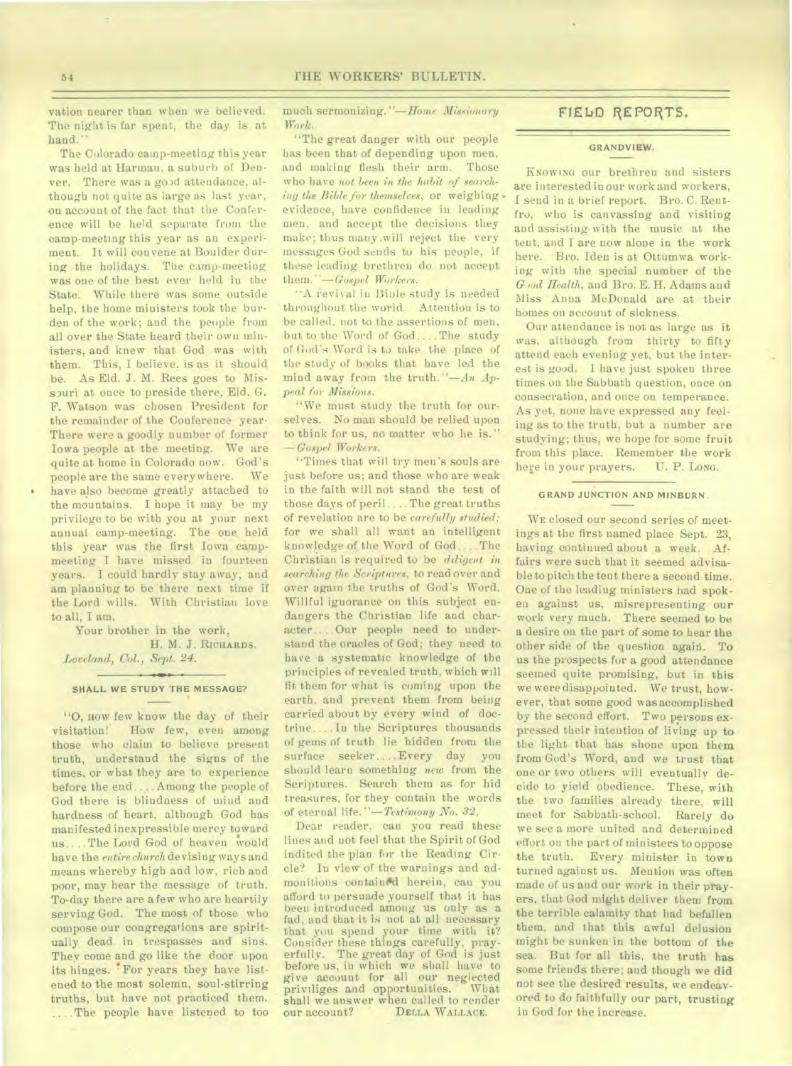vation nearer than when we believed. The night is far spent, the day is at hand."

The Colorado camp-meeting this year was held at Harman, a suburb of Denver. There was a good attendance, although not quite as large as last year, on account of the fact that the Conference will be held separate from the camp-meeting this year as an experiment. It will convene at Boulder during the holidays. The camp-meeting was one of the best ever held in the State. While there was some outside help, the home ministers took the burden of the work; and the people from all over the State heard their own ministers, and knew that God was with them. This, I believe, is as it should be. As Eld. J. M. Rees goes to Missouri at once to preside there, Eld. G. F. Watson was chosen President for the remainder of the Conference year. There were a goodly number of former Iowa people at the meeting. We are quite at home in Colorado now. God's people are the same everywhere. We have also become greatly attached to the mountains. I hope it may be my privilege to be with you at your next annual camp-meeting. The one held this year was the first Iowa camp-meeting I have missed in fourteen years. I could hardly stay away, and am planning to be there next time if the Lord wills. With Christian love to all, I am,

Your brother in the work,

H. M. J. RICHARDS.

*Loveland, Col., Sept. 24.*

### SHALL WE STUDY THE MESSAGE?

"O, HOW few know the day of their visitation! How few, even among those who claim to believe present truth, understand the signs of the times, or what they are to experience before the end.... Among the people of God there is blindness of mind and hardness of heart, although God has manifested inexpressible mercy toward us.... The Lord God of heaven would have the *entire church* devising ways and means whereby high and low, rich and poor, may hear the message of truth. To-day there are a few who are heartily serving God. The most of those who compose our congregations are spiritually dead in trespasses and sins. They come and go like the door upon its hinges. For years they have listened to the most solemn, soul-stirring truths, but have not practiced them. .... The people have listened to too much sermonizing."—*Home Missionary Work.*

"The great danger with our people has been that of depending upon men, and making flesh their arm. Those who have *not been in the habit of searching the Bible for themselves*, or weighing evidence, have confidence in leading men, and accept the decisions they make; thus many will reject the very messages God sends to his people, if these leading brethren do not accept them."—*Gospel Workers.*

"A revival in Bible study is needed throughout the world. Attention is to be called, not to the assertions of men, but to the Word of God.... The study of God's Word is to take the place of the study of books that have led the mind away from the truth."—*An Appeal for Missions.*

"We must study the truth for ourselves. No man should be relied upon to think for us, no matter who he is." —*Gospel Workers.*

"Times that will try men's souls are just before us; and those who are weak in the faith will not stand the test of those days of peril.... The great truths of revelation are to be *carefully studied;* for we shall all want an intelligent knowledge of the Word of God.... The Christian is required to be *diligent in searching the Scriptures,* to read over and over again the truths of God's Word. Willful ignorance on this subject endangers the Christian life and character.... Our people need to understand the oracles of God; they need to have a systematic knowledge of the principles of revealed truth, which will fit them for what is coming upon the earth, and prevent them from being carried about by every wind of doctrine.... In the Scriptures thousands of gems of truth lie hidden from the surface seeker.... Every day you should learn something *new* from the Scriptures. Search them as for hid treasures, for they contain the words of eternal life."—*Testimony No. 32.*

Dear reader, can you read these lines and not feel that the Spirit of God indited the plan for the Reading Circle? In view of the warnings and admonitions contained herein, can you afford to persuade yourself that it has been introduced among us only as a fad, and that it is not at all necessary that you spend your time with it? Consider these things carefully, prayerfully. The great day of God is just before us, in which we shall have to give account for all our neglected priviliges and opportunities. What shall we answer when called to render our account? DELLA WALLACE.

## FIELD REPORTS.

### GRANDVIEW.

KNOWING our brethren and sisters are interested in our work and workers, I send in a brief report. Bro. C. Rentfro, who is canvassing and visiting and assisting with the music at the tent, and I are now alone in the work here. Bro. Iden is at Ottumwa working with the special number of the *Good Health,* and Bro. E. H. Adams and Miss Anna McDonald are at their homes on account of sickness.

Our attendance is not as large as it was, although from thirty to fifty attend each evening yet, but the interest is good. I have just spoken three times on the Sabbath question, once on consecration, and once on temperance. As yet, none have expressed any feeling as to the truth, but a number are studying; thus, we hope for some fruit from this place. Remember the work here in your prayers. U. P. LONG.

### GRAND JUNCTION AND MINBURN.

WE closed our second series of meetings at the first named place Sept. 23, having continued about a week. Affairs were such that it seemed advisable to pitch the tent there a second time. One of the leading ministers had spoken against us, misrepresenting our work very much. There seemed to be a desire on the part of some to hear the other side of the question again. To us the prospects for a good attendance seemed quite promising, but in this we were disappointed. We trust, however, that some good was accomplished by the second effort. Two persons expressed their intention of living up to the light that has shone upon them from God's Word, and we trust that one or two others will eventually decide to yield obedience. These, with the two families already there, will meet for Sabbath-school. Rarely do we see a more united and determined effort on the part of ministers to oppose the truth. Every minister in town turned against us. Mention was often made of us and our work in their prayers, that God might deliver them from the terrible calamity that had befallen them, and that this awful delusion might be sunken in the bottom of the sea. But for all this, the truth has some friends there; and though we did not see the desired results, we endeavored to do faithfully our part, trusting in God for the increase.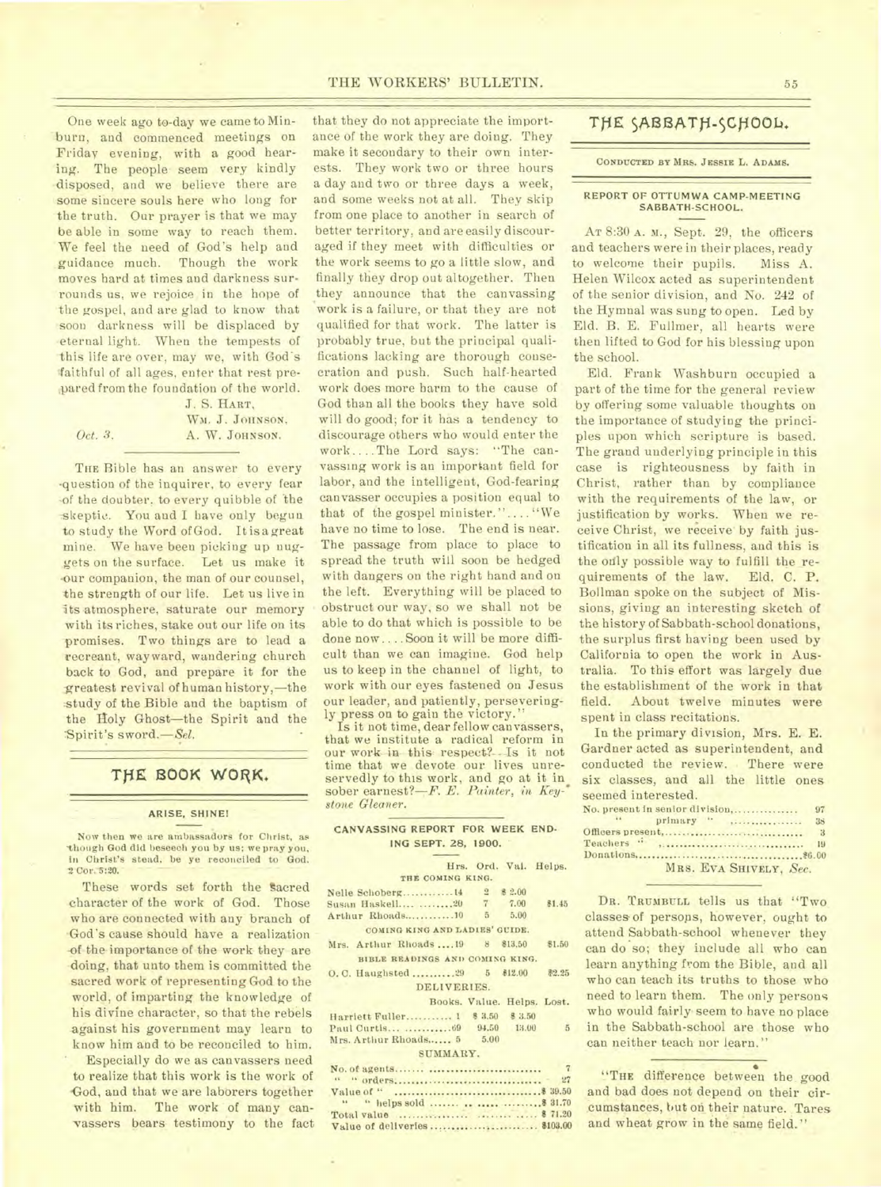One week ago to-day we came to Minburn, and commenced meetings on Friday evening, with a good hearing. The people seem very kindly disposed, and we believe there are some sincere souls here who long for the truth. Our prayer is that we may be able in some way to reach them. We feel the need of God's help and guidance much. Though the work moves hard at times and darkness surrounds us, we rejoice in the hope of the gospel, and are glad to know that soon darkness will be displaced by eternal light. When the tempests of this life are over, may we, with God's faithful of all ages, enter that rest prepared from the foundation of the world.

J. S. HART,
WM. J. JOHNSON,
*Oct. 3.* A. W. JOHNSON.

THE Bible has an answer to every question of the inquirer, to every fear of the doubter, to every quibble of the skeptic. You and I have only begun to study the Word of God. It is a great mine. We have been picking up nuggets on the surface. Let us make it our companion, the man of our counsel, the strength of our life. Let us live in its atmosphere, saturate our memory with its riches, stake out our life on its promises. Two things are to lead a recreant, wayward, wandering church back to God, and prepare it for the greatest revival of human history,—the study of the Bible and the baptism of the Holy Ghost—the Spirit and the Spirit's sword.—*Sel.*

## THE BOOK WORK.

### ARISE, SHINE!

Now then we are ambassadors for Christ, as though God did beseech you by us; we pray you, in Christ's stead, be ye reconciled to God. 2 Cor. 5:20.

These words set forth the sacred character of the work of God. Those who are connected with any branch of God's cause should have a realization of the importance of the work they are doing, that unto them is committed the sacred work of representing God to the world, of imparting the knowledge of his divine character, so that the rebels against his government may learn to know him and to be reconciled to him.

Especially do we as canvassers need to realize that this work is the work of God, and that we are laborers together with him. The work of many canvassers bears testimony to the fact that they do not appreciate the importance of the work they are doing. They make it secondary to their own interests. They work two or three hours a day and two or three days a week, and some weeks not at all. They skip from one place to another in search of better territory, and are easily discouraged if they meet with difficulties or the work seems to go a little slow, and finally they drop out altogether. Then they announce that the canvassing work is a failure, or that they are not qualified for that work. The latter is probably true, but the principal qualifications lacking are thorough consecration and push. Such half-hearted work does more harm to the cause of God than all the books they have sold will do good; for it has a tendency to discourage others who would enter the work.... The Lord says: "The canvassing work is an important field for labor, and the intelligent, God-fearing canvasser occupies a position equal to that of the gospel minister.".... "We have no time to lose. The end is near. The passage from place to place to spread the truth will soon be hedged with dangers on the right hand and on the left. Everything will be placed to obstruct our way, so we shall not be able to do that which is possible to be done now.... Soon it will be more difficult than we can imagine. God help us to keep in the channel of light, to work with our eyes fastened on Jesus our leader, and patiently, perseveringly press on to gain the victory."

Is it not time, dear fellow canvassers, that we institute a radical reform in our work in this respect? Is it not time that we devote our lives unreservedly to this work, and go at it in sober earnest?—*F. E. Painter, in Keystone Gleaner.*

### CANVASSING REPORT FOR WEEK ENDING SEPT. 28, 1900.

| | Hrs. | Ord. | Val. | Helps. |
|---|---|---|---|---|
| THE COMING KING. | | | | |
| Nelle Schoberg | 14 | 2 | $ 2.00 | |
| Susan Haskell | 20 | 7 | 7.00 | $1.45 |
| Arthur Rhoads | 10 | 5 | 5.00 | |
| COMING KING AND LADIES' GUIDE. | | | | |
| Mrs. Arthur Rhoads | 19 | 8 | $13.50 | $1.50 |
| BIBLE READINGS AND COMING KING. | | | | |
| O. C. Haughsted | 29 | 5 | $12.00 | $2.25 |

DELIVERIES.

| | Books. | Value. | Helps. | Lost. |
|---|---|---|---|---|
| Harriett Fuller | 1 | $ 3.50 | $ 3.50 | |
| Paul Curtis | 69 | 94.50 | 13.00 | 5 |
| Mrs. Arthur Rhoads | 5 | 5.00 | | |

SUMMARY.

| | |
|---|---|
| No. of agents | 7 |
| " " orders | 27 |
| Value of " | $ 39.50 |
| " " helps sold | $ 31.70 |
| Total value | $ 71.20 |
| Value of deliveries | $103.00 |

## THE SABBATH-SCHOOL.

CONDUCTED BY MRS. JESSIE L. ADAMS.

### REPORT OF OTTUMWA CAMP-MEETING SABBATH-SCHOOL.

AT 8:30 A. M., Sept. 29, the officers and teachers were in their places, ready to welcome their pupils. Miss A. Helen Wilcox acted as superintendent of the senior division, and No. 242 of the Hymnal was sung to open. Led by Eld. B. E. Fullmer, all hearts were then lifted to God for his blessing upon the school.

Eld. Frank Washburn occupied a part of the time for the general review by offering some valuable thoughts on the importance of studying the principles upon which scripture is based. The grand underlying principle in this case is righteousness by faith in Christ, rather than by compliance with the requirements of the law, or justification by works. When we receive Christ, we receive by faith justification in all its fullness, and this is the only possible way to fulfill the requirements of the law. Eld. C. P. Bollman spoke on the subject of Missions, giving an interesting sketch of the history of Sabbath-school donations, the surplus first having been used by California to open the work in Australia. To this effort was largely due the establishment of the work in that field. About twelve minutes were spent in class recitations.

In the primary division, Mrs. E. E. Gardner acted as superintendent, and conducted the review. There were six classes, and all the little ones seemed interested.

| | |
|---|---|
| No. present in senior division, | 97 |
| " primary " | 38 |
| Officers present, | 3 |
| Teachers " | 19 |
| Donations | $6.00 |

MRS. EVA SHIVELY, *Sec.*

DR. TRUMBULL tells us that "Two classes of persons, however, ought to attend Sabbath-school whenever they can do so; they include all who can learn anything from the Bible, and all who can teach its truths to those who need to learn them. The only persons who would fairly seem to have no place in the Sabbath-school are those who can neither teach nor learn."

"THE difference between the good and bad does not depend on their circumstances, but on their nature. Tares and wheat grow in the same field."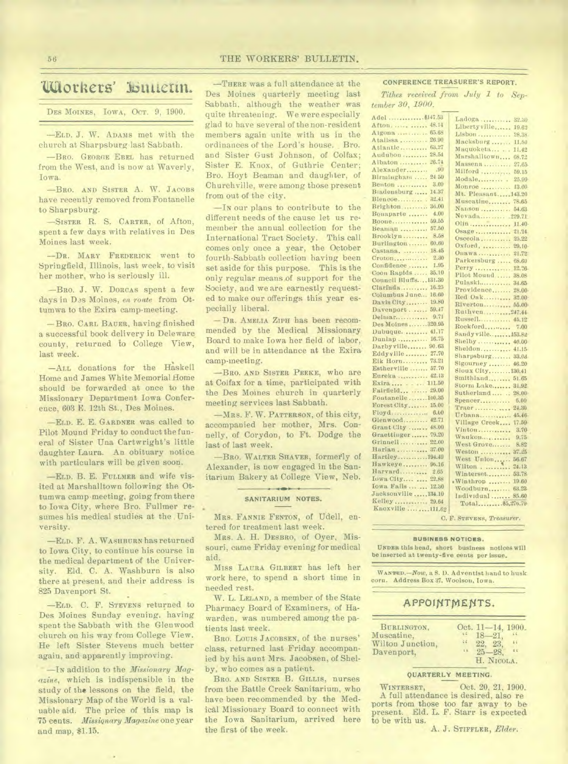# Workers' Bulletin.

DES MOINES, IOWA, OCT. 9, 1900.

—ELD. J. W. ADAMS met with the church at Sharpsburg last Sabbath.

—BRO. GEORGE EBEL has returned from the West, and is now at Waverly, Iowa.

—BRO. AND SISTER A. W. JACOBS have recently removed from Fontanelle to Sharpsburg.

—SISTER R. S. CARTER, of Afton, spent a few days with relatives in Des Moines last week.

—DR. MARY FREDERICK went to Springfield, Illinois, last week, to visit her mother, who is seriously ill.

—BRO. J. W. DORCAS spent a few days in Des Moines, *en route* from Ottumwa to the Exira camp-meeting.

—BRO. CARL BAUER, having finished a successful book delivery in Deleware county, returned to College View, last week.

—ALL donations for the Haskell Home and James White Memorial Home should be forwarded at once to the Missionary Department Iowa Conference, 603 E. 12th St., Des Moines.

—ELD. E. E. GARDNER was called to Pilot Mound Friday to conduct the funeral of Sister Una Cartwright's little daughter Laura. An obituary notice with particulars will be given soon.

—ELD. B. E. FULLMER and wife visited at Marshalltown following the Ottumwa camp-meeting, going from there to Iowa City, where Bro. Fullmer resumes his medical studies at the University.

—ELD. F. A. WASHBURN has returned to Iowa City, to continue his course in the medical department of the University. Eld. C. A. Washburn is also there at present, and their address is 825 Davenport St.

—ELD. C. F. STEVENS returned to Des Moines Sunday evening, having spent the Sabbath with the Glenwood church on his way from College View. He left Sister Stevens much better again, and apparently improving.

—IN addition to the *Missionary Magazine*, which is indispensible in the study of the lessons on the field, the Missionary Map of the World is a valuable aid. The price of this map is 75 cents. *Missionary Magazine* one year and map, $1.15.

—THERE was a full attendance at the Des Moines quarterly meeting last Sabbath, although the weather was quite threatening. We were especially glad to have several of the non-resident members again unite with us in the ordinances of the Lord's house. Bro. and Sister Gust Johnson, of Colfax; Sister E. Knox, of Guthrie Center; Bro. Hoyt Beaman and daughter, of Churchville, were among those present from out of the city.

—IN our plans to contribute to the different needs of the cause let us remember the annual collection for the International Tract Society. This call comes only once a year, the October fourth-Sabbath collection having been set aside for this purpose. This is the only regular means of support for the Society, and we are earnestly requested to make our offerings this year especially liberal.

—DR. AMELIA ZIPH has been recommended by the Medical Missionary Board to make Iowa her field of labor, and will be in attendance at the Exira camp-meeting.

—BRO. AND SISTER PEEKE, who are at Colfax for a time, participated with the Des Moines church in quarterly meeting services last Sabbath.

—MRS. F. W. PATTERSON, of this city, accompanied her mother, Mrs. Connelly, of Corydon, to Ft. Dodge the last of last week.

—BRO. WALTER SHAVER, formerly of Alexander, is now engaged in the Sanitarium Bakery at College View, Neb.

## SANITARIUM NOTES.

MRS. FANNIE FENTON, of Udell, entered for treatment last week.

MRS. A. H. DESBRO, of Oyer, Missouri, came Friday evening for medical aid.

MISS LAURA GILBERT has left her work here, to spend a short time in needed rest.

W. L. LELAND, a member of the State Pharmacy Board of Examiners, of Hawarden, was numbered among the patients last week.

BRO. LOUIS JACOBSEN, of the nurses' class, returned last Friday accompanied by his aunt Mrs. Jacobsen, of Shelby, who comes as a patient.

BRO. AND SISTER B. GILLIS, nurses from the Battle Creek Sanitarium, who have been recommended by the Medical Missionary Board to connect with the Iowa Sanitarium, arrived here the first of the week.

## CONFERENCE TREASURER'S REPORT.

*Tithes received from July 1 to September 30, 1900.*

| | | | |
|---|---|---|---|
| Adel | $147.53 | Ladoga | 32.30 |
| Afton | 48.14 | Libertyville | 19.62 |
| Algona | 65.68 | Lisbon | 28.38 |
| Atalissa | 26.90 | Macksburg | 11.50 |
| Atlantic | 63.27 | Maquoketa | 11.42 |
| Audubon | 28.54 | Marshalltown | 68.72 |
| Albaton | 26.74 | Massena | 27.65 |
| Alexander | .90 | Milford | 59.15 |
| Birmingham | 24.50 | Modale | 25.99 |
| Benton | 3.00 | Monroe | 13.00 |
| Bladensburg | 14.37 | Mt. Pleasant | 143.20 |
| Blencoe | 32.41 | Muscatine | 78.65 |
| Brighton | 36.00 | Nanson | 54.63 |
| Bonaparte | 4.00 | Nevada | 229.71 |
| Boone | 59.55 | Olin | 11.40 |
| Beaman | 57.50 | Osage | 21.24 |
| Brooklyn | 8.58 | Osceola | 25.22 |
| Burlington | 60.60 | Oxford | 29.10 |
| Castana | 18.45 | Onawa | 21.72 |
| Croton | 2.30 | Parkersburg | 68.60 |
| Confidence | 1.95 | Perry | 12.26 |
| Coon Rapids | 35.10 | Pilot Mound | 38.08 |
| Council Bluffs | 131.30 | Pulaski | 34.65 |
| Clarinda | 16.25 | Providence | 28.00 |
| Columbus Junc. | 16.60 | Red Oak | 32.00 |
| Davis City | 19.80 | Riverton | 55.00 |
| Davenport | 59.47 | Ruthven | 247.44 |
| Delmar | 9.71 | Russell | 45.12 |
| Des Moines | 320.95 | Rockford | 7.00 |
| Dubuque | 41.17 | Sandyville | 153.82 |
| Dunlap | 16.75 | Shelby | 40.00 |
| Darbyville | 90.63 | Sheldon | 41.15 |
| Eddyville | 27.70 | Sharpsburg | 33.64 |
| Elk Horn | 73.21 | Sigourney | 46.20 |
| Estherville | 57.70 | Sioux City | 130.41 |
| Eureka | 42.13 | Smithland | 51.65 |
| Exira | 111.50 | Storm Lake | 31.92 |
| Fairfield | 29.00 | Sutherland | 28.00 |
| Fontanelle | 100.35 | Spencer | 6.00 |
| Forest City | 15.00 | Traer | 24.30 |
| Floyd | 6.00 | Urbana | 45.46 |
| Glenwood | 42.71 | Village Creek | 17.59 |
| Grant City | 48.00 | Vinton | 3.70 |
| Graettinger | 79.20 | Waukon | 9.75 |
| Grinnell | 22.00 | West Grove | 8.82 |
| Harlan | 37.00 | Weston | 37.25 |
| Hartley | 194.49 | West Union | 56.67 |
| Hawkeye | 96.16 | Wilton | 24.13 |
| Harvard | 2.65 | Winterset | 53.78 |
| Iowa City | 22.88 | Winthrop | 19.60 |
| Iowa Falls | 12.50 | Woodburn | 63.23 |
| Jacksonville | 134.10 | Individual | 85.60 |
| Kelley | 29.64 | Total | $5,270.79 |
| Knoxville | 111.62 | | |

C. F. STEVENS, *Treasurer.*

## BUSINESS NOTICES.

UNDER this head, short business notices will be inserted at twenty-five cents per issue.

WANTED.—*Now*, a S. D. Adventist hand to husk corn. Address Box 37, Woolson, Iowa.

## APPOINTMENTS.

| | |
|---|---|
| BURLINGTON, | Oct. 11—14, 1900. |
| Muscatine, | " 18—21, " |
| Wilton Junction, | " 22, 23, " |
| Davenport, | " 25—28, " |

H. NICOLA.

## QUARTERLY MEETING.

WINTERSET, Oct. 20, 21, 1900.

A full attendance is desired, also reports from those too far away to be present. Eld. L. F. Starr is expected to be with us.

A. J. STIFFLER, *Elder.*